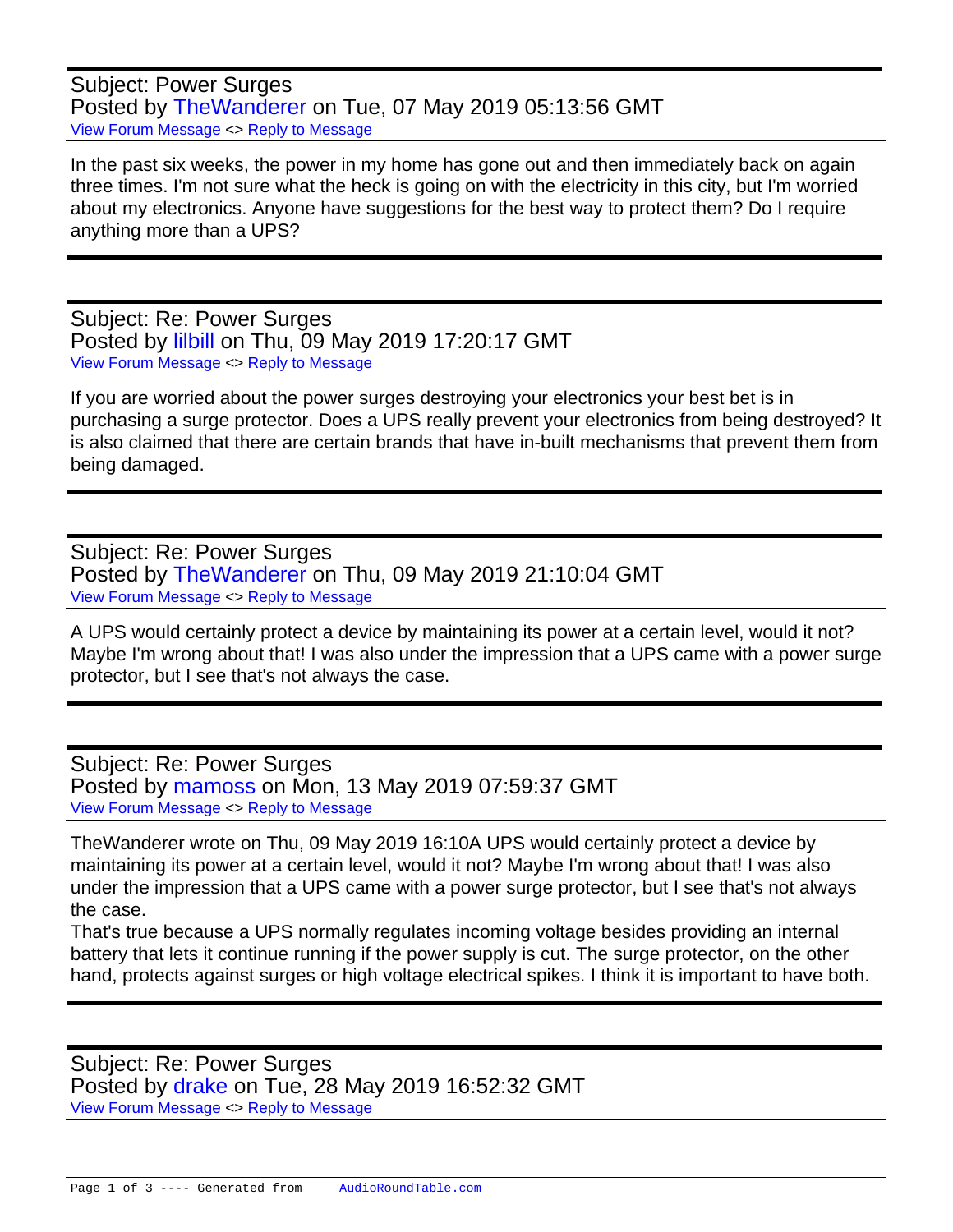Subject: Power Surges
Posted by TheWanderer on Tue, 07 May 2019 05:13:56 GMT
View Forum Message <> Reply to Message

In the past six weeks, the power in my home has gone out and then immediately back on again three times. I'm not sure what the heck is going on with the electricity in this city, but I'm worried about my electronics. Anyone have suggestions for the best way to protect them? Do I require anything more than a UPS?

---

Subject: Re: Power Surges
Posted by lilbill on Thu, 09 May 2019 17:20:17 GMT
View Forum Message <> Reply to Message

If you are worried about the power surges destroying your electronics your best bet is in purchasing a surge protector. Does a UPS really prevent your electronics from being destroyed? It is also claimed that there are certain brands that have in-built mechanisms that prevent them from being damaged.

---

Subject: Re: Power Surges
Posted by TheWanderer on Thu, 09 May 2019 21:10:04 GMT
View Forum Message <> Reply to Message

A UPS would certainly protect a device by maintaining its power at a certain level, would it not? Maybe I'm wrong about that! I was also under the impression that a UPS came with a power surge protector, but I see that's not always the case.

---

Subject: Re: Power Surges
Posted by mamoss on Mon, 13 May 2019 07:59:37 GMT
View Forum Message <> Reply to Message

TheWanderer wrote on Thu, 09 May 2019 16:10A UPS would certainly protect a device by maintaining its power at a certain level, would it not? Maybe I'm wrong about that! I was also under the impression that a UPS came with a power surge protector, but I see that's not always the case.
That's true because a UPS normally regulates incoming voltage besides providing an internal battery that lets it continue running if the power supply is cut. The surge protector, on the other hand, protects against surges or high voltage electrical spikes. I think it is important to have both.

---

Subject: Re: Power Surges
Posted by drake on Tue, 28 May 2019 16:52:32 GMT
View Forum Message <> Reply to Message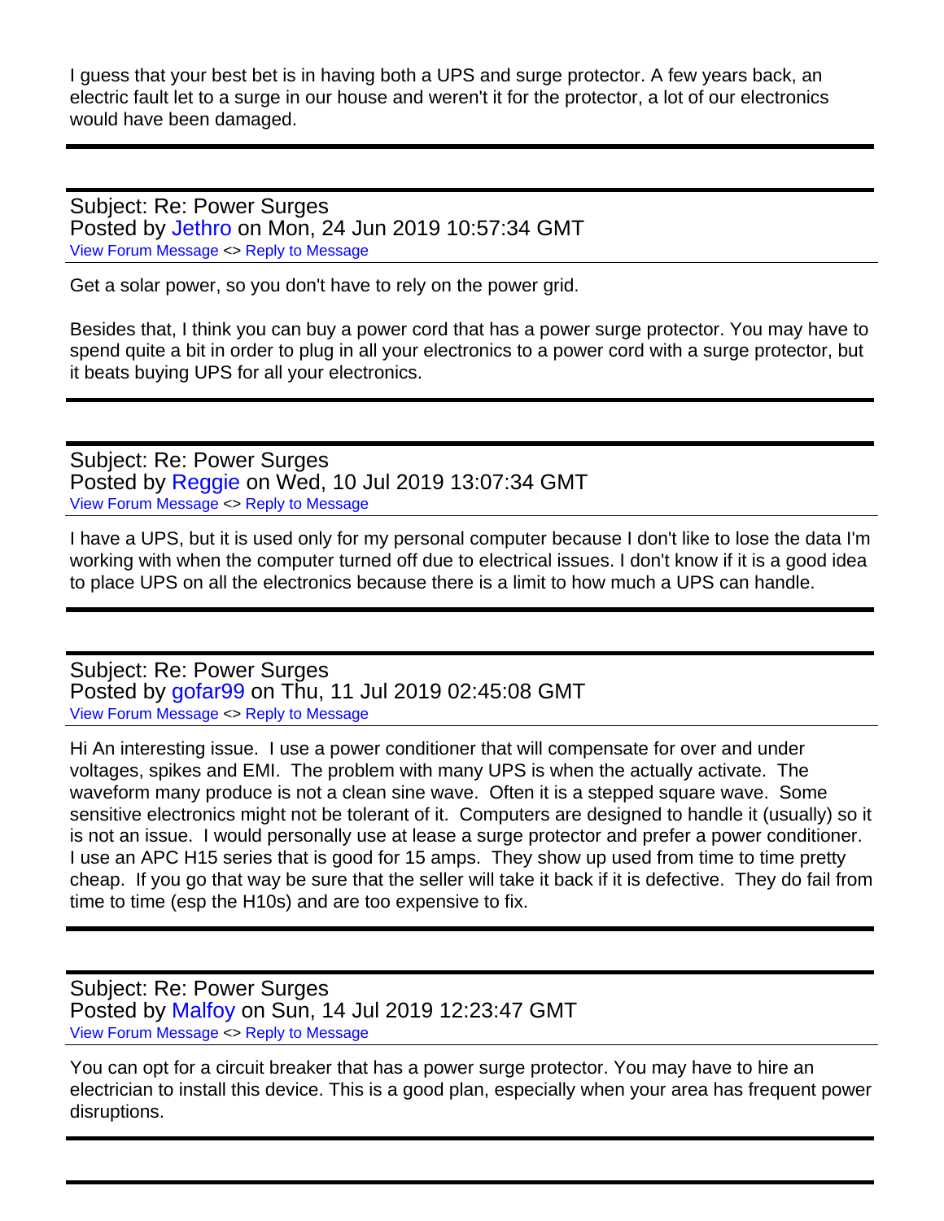I guess that your best bet is in having both a UPS and surge protector. A few years back, an electric fault let to a surge in our house and weren't it for the protector, a lot of our electronics would have been damaged.

---

Subject: Re: Power Surges
Posted by Jethro on Mon, 24 Jun 2019 10:57:34 GMT
View Forum Message <> Reply to Message

Get a solar power, so you don't have to rely on the power grid.

Besides that, I think you can buy a power cord that has a power surge protector. You may have to spend quite a bit in order to plug in all your electronics to a power cord with a surge protector, but it beats buying UPS for all your electronics.

---

Subject: Re: Power Surges
Posted by Reggie on Wed, 10 Jul 2019 13:07:34 GMT
View Forum Message <> Reply to Message

I have a UPS, but it is used only for my personal computer because I don't like to lose the data I'm working with when the computer turned off due to electrical issues. I don't know if it is a good idea to place UPS on all the electronics because there is a limit to how much a UPS can handle.

---

Subject: Re: Power Surges
Posted by gofar99 on Thu, 11 Jul 2019 02:45:08 GMT
View Forum Message <> Reply to Message

Hi An interesting issue. I use a power conditioner that will compensate for over and under voltages, spikes and EMI. The problem with many UPS is when the actually activate. The waveform many produce is not a clean sine wave. Often it is a stepped square wave. Some sensitive electronics might not be tolerant of it. Computers are designed to handle it (usually) so it is not an issue. I would personally use at lease a surge protector and prefer a power conditioner. I use an APC H15 series that is good for 15 amps. They show up used from time to time pretty cheap. If you go that way be sure that the seller will take it back if it is defective. They do fail from time to time (esp the H10s) and are too expensive to fix.

---

Subject: Re: Power Surges
Posted by Malfoy on Sun, 14 Jul 2019 12:23:47 GMT
View Forum Message <> Reply to Message

You can opt for a circuit breaker that has a power surge protector. You may have to hire an electrician to install this device. This is a good plan, especially when your area has frequent power disruptions.

---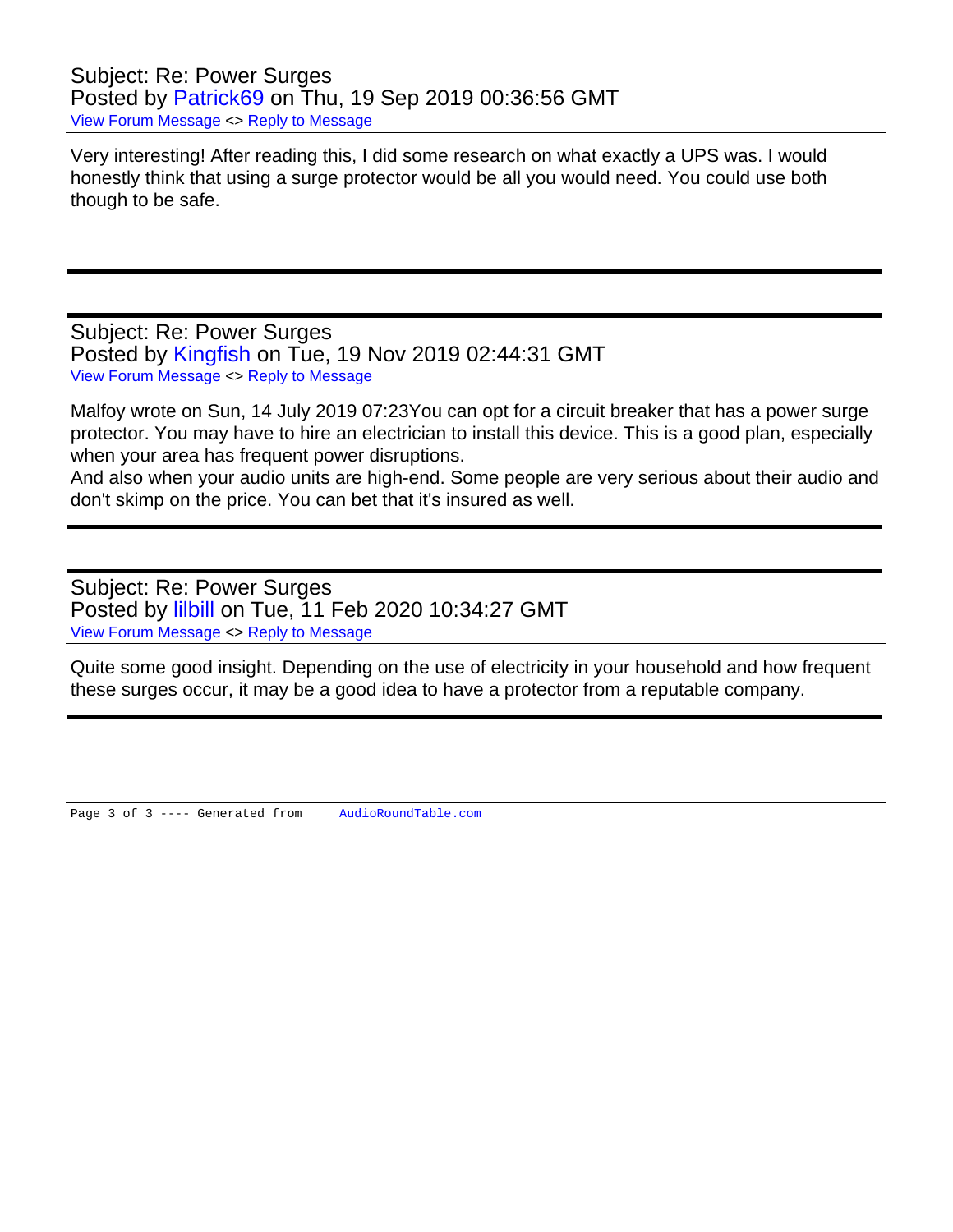Subject: Re: Power Surges
Posted by Patrick69 on Thu, 19 Sep 2019 00:36:56 GMT
View Forum Message <> Reply to Message

Very interesting! After reading this, I did some research on what exactly a UPS was. I would honestly think that using a surge protector would be all you would need. You could use both though to be safe.

---

Subject: Re: Power Surges
Posted by Kingfish on Tue, 19 Nov 2019 02:44:31 GMT
View Forum Message <> Reply to Message

Malfoy wrote on Sun, 14 July 2019 07:23You can opt for a circuit breaker that has a power surge protector. You may have to hire an electrician to install this device. This is a good plan, especially when your area has frequent power disruptions.
And also when your audio units are high-end. Some people are very serious about their audio and don't skimp on the price. You can bet that it's insured as well.

---

Subject: Re: Power Surges
Posted by lilbill on Tue, 11 Feb 2020 10:34:27 GMT
View Forum Message <> Reply to Message

Quite some good insight. Depending on the use of electricity in your household and how frequent these surges occur, it may be a good idea to have a protector from a reputable company.